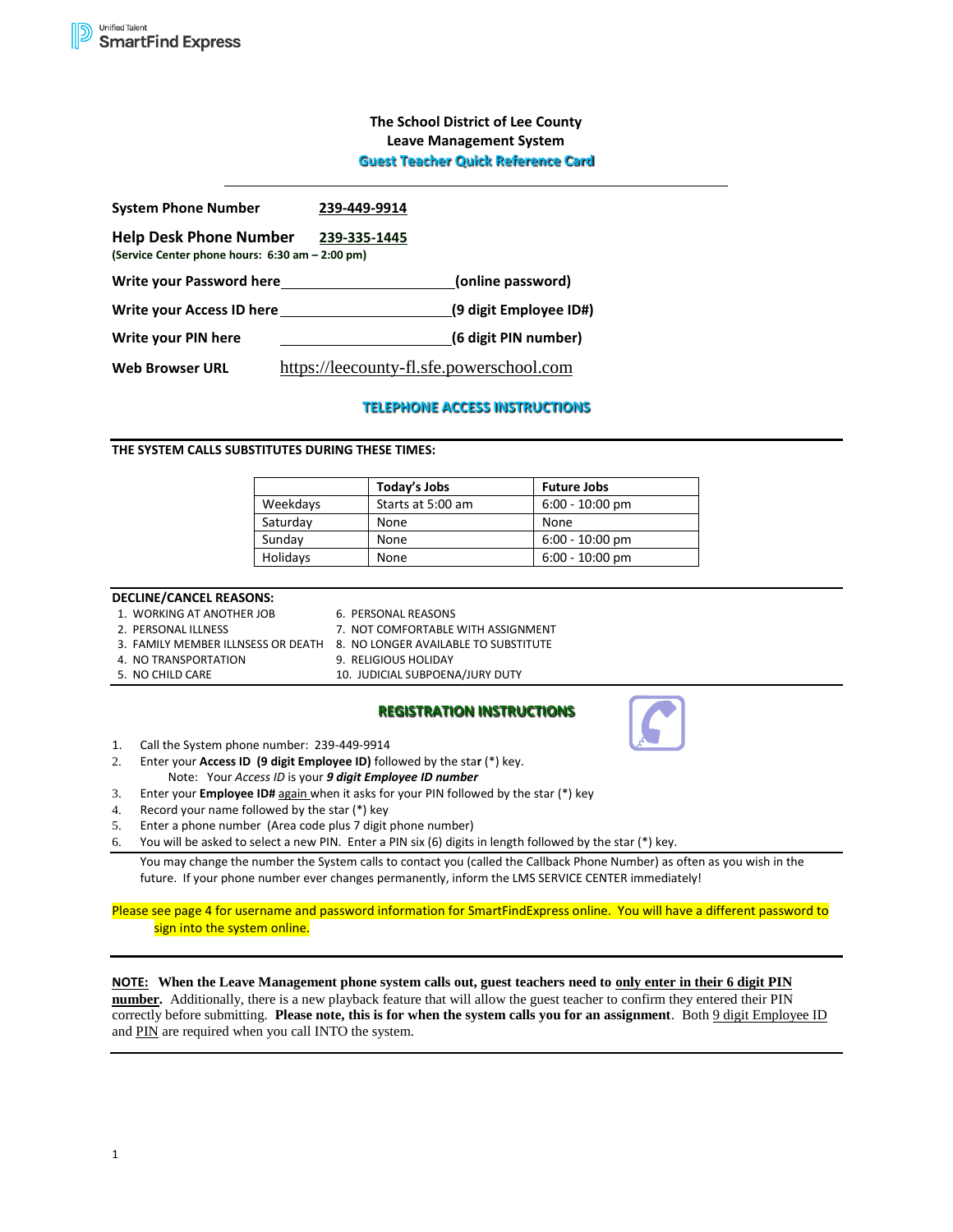Unified Talent SmartFind Express

# The School District of Lee County
## Leave Management System
### Guest Teacher Quick Reference Card

**System Phone Number** **239-449-9914**

**Help Desk Phone Number** **239-335-1445**
**(Service Center phone hours: 6:30 am – 2:00 pm)**

**Write your Password here** ______________________ **(online password)**

**Write your Access ID here** ______________________ **(9 digit Employee ID#)**

**Write your PIN here** ______________________ **(6 digit PIN number)**

**Web Browser URL** https://leecounty-fl.sfe.powerschool.com

## TELEPHONE ACCESS INSTRUCTIONS

**THE SYSTEM CALLS SUBSTITUTES DURING THESE TIMES:**

| | Today's Jobs | Future Jobs |
|---|---|---|
| Weekdays | Starts at 5:00 am | 6:00 - 10:00 pm |
| Saturday | None | None |
| Sunday | None | 6:00 - 10:00 pm |
| Holidays | None | 6:00 - 10:00 pm |

**DECLINE/CANCEL REASONS:**

1. WORKING AT ANOTHER JOB
2. PERSONAL ILLNESS
3. FAMILY MEMBER ILLNESS OR DEATH
4. NO TRANSPORTATION
5. NO CHILD CARE
6. PERSONAL REASONS
7. NOT COMFORTABLE WITH ASSIGNMENT
8. NO LONGER AVAILABLE TO SUBSTITUTE
9. RELIGIOUS HOLIDAY
10. JUDICIAL SUBPOENA/JURY DUTY

## REGISTRATION INSTRUCTIONS

1. Call the System phone number: 239-449-9914
2. Enter your **Access ID (9 digit Employee ID)** followed by the sta**r** (*) key.
   Note: Your *Access ID* is your ***9 digit Employee ID number***
3. Enter your **Employee ID#** again when it asks for your PIN followed by the star (*) key
4. Record your name followed by the star (*) key
5. Enter a phone number (Area code plus 7 digit phone number)
6. You will be asked to select a new PIN. Enter a PIN six (6) digits in length followed by the star (*) key.

You may change the number the System calls to contact you (called the Callback Phone Number) as often as you wish in the future. If your phone number ever changes permanently, inform the LMS SERVICE CENTER immediately!

Please see page 4 for username and password information for SmartFindExpress online. You will have a different password to sign into the system online.

**NOTE: When the Leave Management phone system calls out, guest teachers need to only enter in their 6 digit PIN number.** Additionally, there is a new playback feature that will allow the guest teacher to confirm they entered their PIN correctly before submitting. **Please note, this is for when the system calls you for an assignment**. Both 9 digit Employee ID and PIN are required when you call INTO the system.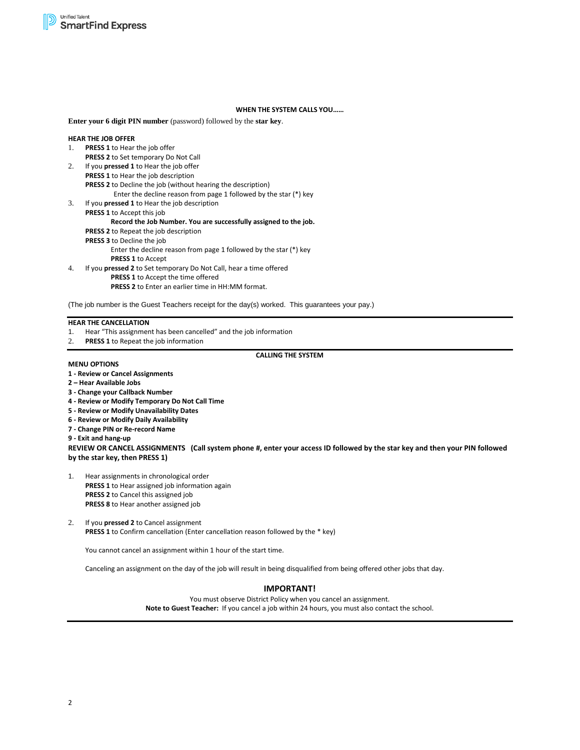## WHEN THE SYSTEM CALLS YOU……

**Enter your 6 digit PIN number** (password) followed by the **star key**.

**HEAR THE JOB OFFER**

1. **PRESS 1** to Hear the job offer
   **PRESS 2** to Set temporary Do Not Call
2. If you **pressed 1** to Hear the job offer
   **PRESS 1** to Hear the job description
   **PRESS 2** to Decline the job (without hearing the description)
   Enter the decline reason from page 1 followed by the star (*) key
3. If you **pressed 1** to Hear the job description
   **PRESS 1** to Accept this job
   **Record the Job Number. You are successfully assigned to the job.**
   **PRESS 2** to Repeat the job description
   **PRESS 3** to Decline the job
   Enter the decline reason from page 1 followed by the star (*) key
   **PRESS 1** to Accept
4. If you **pressed 2** to Set temporary Do Not Call, hear a time offered
   **PRESS 1** to Accept the time offered
   **PRESS 2** to Enter an earlier time in HH:MM format.

(The job number is the Guest Teachers receipt for the day(s) worked. This guarantees your pay.)

---

**HEAR THE CANCELLATION**

1. Hear "This assignment has been cancelled" and the job information
2. **PRESS 1** to Repeat the job information

---

## CALLING THE SYSTEM

**MENU OPTIONS**

**1 - Review or Cancel Assignments**
**2 – Hear Available Jobs**
**3 - Change your Callback Number**
**4 - Review or Modify Temporary Do Not Call Time**
**5 - Review or Modify Unavailability Dates**
**6 - Review or Modify Daily Availability**
**7 - Change PIN or Re-record Name**
**9 - Exit and hang-up**

**REVIEW OR CANCEL ASSIGNMENTS (Call system phone #, enter your access ID followed by the star key and then your PIN followed by the star key, then PRESS 1)**

1. Hear assignments in chronological order
   **PRESS 1** to Hear assigned job information again
   **PRESS 2** to Cancel this assigned job
   **PRESS 8** to Hear another assigned job

2. If you **pressed 2** to Cancel assignment
   **PRESS 1** to Confirm cancellation (Enter cancellation reason followed by the * key)

   You cannot cancel an assignment within 1 hour of the start time.

   Canceling an assignment on the day of the job will result in being disqualified from being offered other jobs that day.

### IMPORTANT!

You must observe District Policy when you cancel an assignment.
**Note to Guest Teacher:** If you cancel a job within 24 hours, you must also contact the school.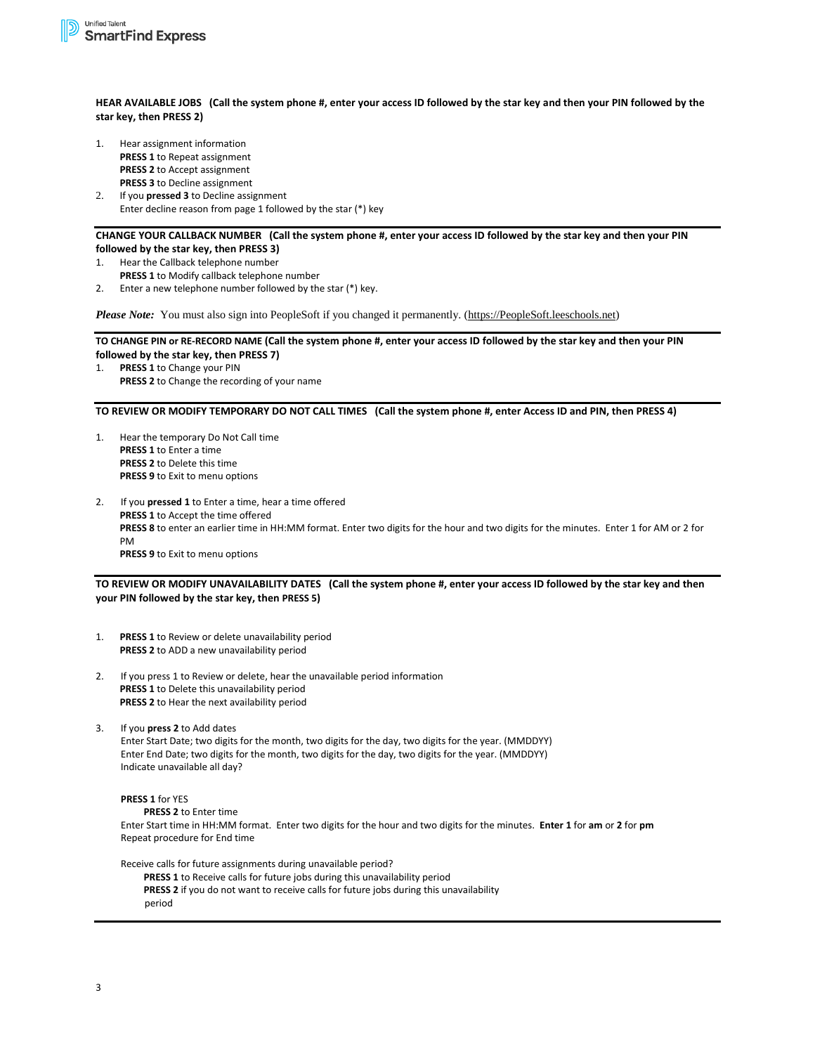**HEAR AVAILABLE JOBS (Call the system phone #, enter your access ID followed by the star key and then your PIN followed by the star key, then PRESS 2)**

1. Hear assignment information
   **PRESS 1** to Repeat assignment
   **PRESS 2** to Accept assignment
   **PRESS 3** to Decline assignment
2. If you **pressed 3** to Decline assignment
   Enter decline reason from page 1 followed by the star (*) key

---

**CHANGE YOUR CALLBACK NUMBER (Call the system phone #, enter your access ID followed by the star key and then your PIN followed by the star key, then PRESS 3)**

1. Hear the Callback telephone number
   **PRESS 1** to Modify callback telephone number
2. Enter a new telephone number followed by the star (*) key.

***Please Note:*** You must also sign into PeopleSoft if you changed it permanently. (https://PeopleSoft.leeschools.net)

---

**TO CHANGE PIN or RE-RECORD NAME (Call the system phone #, enter your access ID followed by the star key and then your PIN followed by the star key, then PRESS 7)**

1. **PRESS 1** to Change your PIN
   **PRESS 2** to Change the recording of your name

---

**TO REVIEW OR MODIFY TEMPORARY DO NOT CALL TIMES (Call the system phone #, enter Access ID and PIN, then PRESS 4)**

1. Hear the temporary Do Not Call time
   **PRESS 1** to Enter a time
   **PRESS 2** to Delete this time
   **PRESS 9** to Exit to menu options

2. If you **pressed 1** to Enter a time, hear a time offered
   **PRESS 1** to Accept the time offered
   **PRESS 8** to enter an earlier time in HH:MM format. Enter two digits for the hour and two digits for the minutes. Enter 1 for AM or 2 for PM
   **PRESS 9** to Exit to menu options

---

**TO REVIEW OR MODIFY UNAVAILABILITY DATES (Call the system phone #, enter your access ID followed by the star key and then your PIN followed by the star key, then PRESS 5)**

1. **PRESS 1** to Review or delete unavailability period
   **PRESS 2** to ADD a new unavailability period

2. If you press 1 to Review or delete, hear the unavailable period information
   **PRESS 1** to Delete this unavailability period
   **PRESS 2** to Hear the next availability period

3. If you **press 2** to Add dates
   Enter Start Date; two digits for the month, two digits for the day, two digits for the year. (MMDDYY)
   Enter End Date; two digits for the month, two digits for the day, two digits for the year. (MMDDYY)
   Indicate unavailable all day?

   **PRESS 1** for YES
   **PRESS 2** to Enter time
   Enter Start time in HH:MM format. Enter two digits for the hour and two digits for the minutes. **Enter 1** for **am** or **2** for **pm**
   Repeat procedure for End time

   Receive calls for future assignments during unavailable period?
   **PRESS 1** to Receive calls for future jobs during this unavailability period
   **PRESS 2** if you do not want to receive calls for future jobs during this unavailability period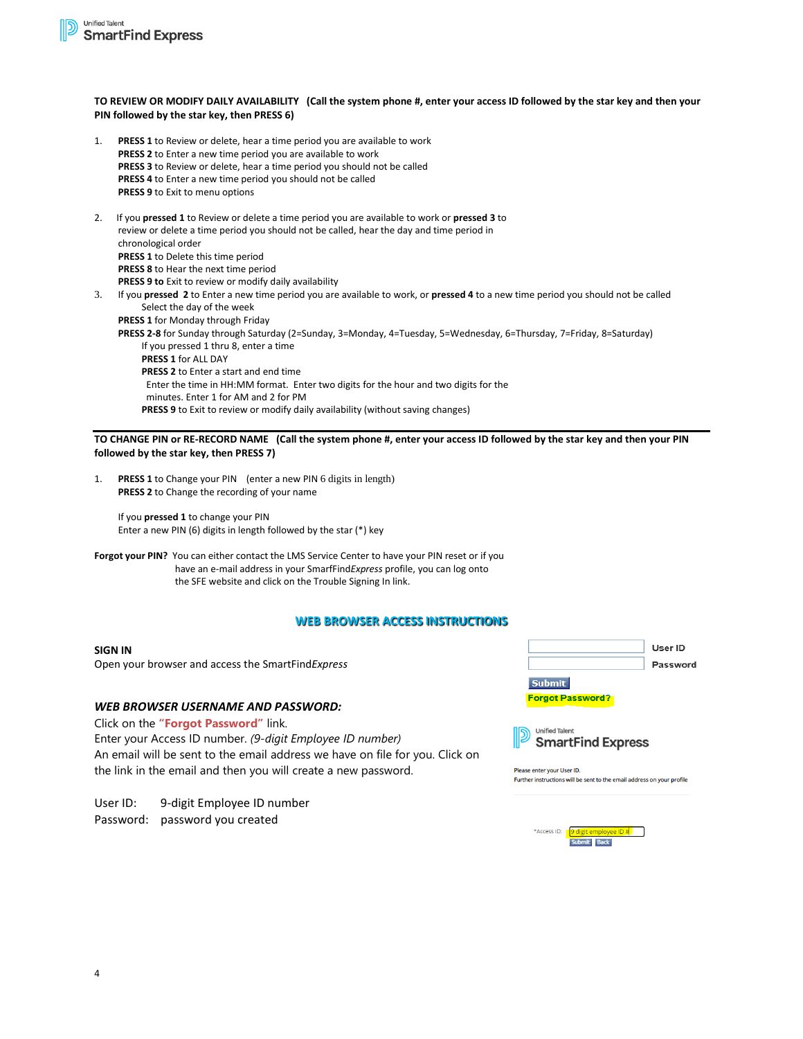**TO REVIEW OR MODIFY DAILY AVAILABILITY** **(Call the system phone #, enter your access ID followed by the star key and then your PIN followed by the star key, then PRESS 6)**

1. **PRESS 1** to Review or delete, hear a time period you are available to work
   **PRESS 2** to Enter a new time period you are available to work
   **PRESS 3** to Review or delete, hear a time period you should not be called
   **PRESS 4** to Enter a new time period you should not be called
   **PRESS 9** to Exit to menu options

2. If you **pressed 1** to Review or delete a time period you are available to work or **pressed 3** to review or delete a time period you should not be called, hear the day and time period in chronological order
   **PRESS 1** to Delete this time period
   **PRESS 8** to Hear the next time period
   **PRESS 9 to** Exit to review or modify daily availability
3. If you **pressed 2** to Enter a new time period you are available to work, or **pressed 4** to a new time period you should not be called
   Select the day of the week
   **PRESS 1** for Monday through Friday
   **PRESS 2-8** for Sunday through Saturday (2=Sunday, 3=Monday, 4=Tuesday, 5=Wednesday, 6=Thursday, 7=Friday, 8=Saturday)
   If you pressed 1 thru 8, enter a time
   **PRESS 1** for ALL DAY
   **PRESS 2** to Enter a start and end time
   Enter the time in HH:MM format. Enter two digits for the hour and two digits for the minutes. Enter 1 for AM and 2 for PM
   **PRESS 9** to Exit to review or modify daily availability (without saving changes)

---

**TO CHANGE PIN or RE-RECORD NAME** **(Call the system phone #, enter your access ID followed by the star key and then your PIN followed by the star key, then PRESS 7)**

1. **PRESS 1** to Change your PIN (enter a new PIN 6 digits in length)
   **PRESS 2** to Change the recording of your name

   If you **pressed 1** to change your PIN
   Enter a new PIN (6) digits in length followed by the star (*) key

**Forgot your PIN?** You can either contact the LMS Service Center to have your PIN reset or if you have an e-mail address in your SmarfFind*Express* profile, you can log onto the SFE website and click on the Trouble Signing In link.

## WEB BROWSER ACCESS INSTRUCTIONS

**SIGN IN**
Open your browser and access the SmartFind*Express*

User ID
Password
Submit
Forgot Password?

***WEB BROWSER USERNAME AND PASSWORD:***
Click on the **"Forgot Password"** link.
Enter your Access ID number. *(9-digit Employee ID number)*
An email will be sent to the email address we have on file for you. Click on the link in the email and then you will create a new password.

Unified Talent SmartFind Express

Please enter your User ID.
Further instructions will be sent to the email address on your profile

*Access ID: 9 digit employee ID #
Submit Back

User ID: 9-digit Employee ID number
Password: password you created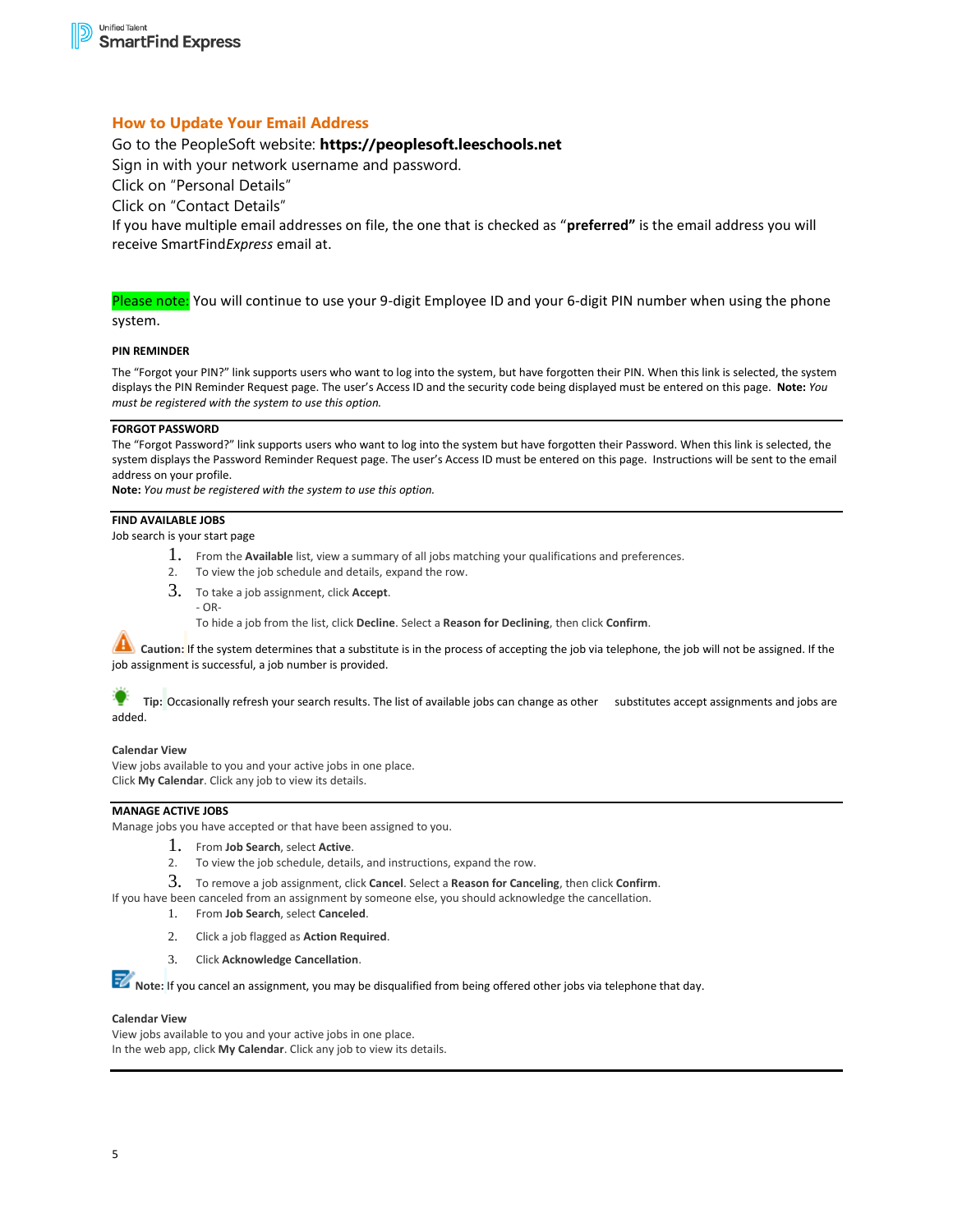## How to Update Your Email Address

Go to the PeopleSoft website: **https://peoplesoft.leeschools.net**

Sign in with your network username and password.

Click on "Personal Details"

Click on "Contact Details"

If you have multiple email addresses on file, the one that is checked as "**preferred"** is the email address you will receive SmartFind*Express* email at.

Please note: You will continue to use your 9-digit Employee ID and your 6-digit PIN number when using the phone system.

**PIN REMINDER**

The "Forgot your PIN?" link supports users who want to log into the system, but have forgotten their PIN. When this link is selected, the system displays the PIN Reminder Request page. The user's Access ID and the security code being displayed must be entered on this page. **Note:** *You must be registered with the system to use this option.*

---

**FORGOT PASSWORD**

The "Forgot Password?" link supports users who want to log into the system but have forgotten their Password. When this link is selected, the system displays the Password Reminder Request page. The user's Access ID must be entered on this page. Instructions will be sent to the email address on your profile.

**Note:** *You must be registered with the system to use this option.*

---

**FIND AVAILABLE JOBS**

Job search is your start page

1. From the **Available** list, view a summary of all jobs matching your qualifications and preferences.
2. To view the job schedule and details, expand the row.
3. To take a job assignment, click **Accept**.
   - OR-
   To hide a job from the list, click **Decline**. Select a **Reason for Declining**, then click **Confirm**.

**Caution:** If the system determines that a substitute is in the process of accepting the job via telephone, the job will not be assigned. If the job assignment is successful, a job number is provided.

**Tip:** Occasionally refresh your search results. The list of available jobs can change as other substitutes accept assignments and jobs are added.

**Calendar View**

View jobs available to you and your active jobs in one place.
Click **My Calendar**. Click any job to view its details.

---

**MANAGE ACTIVE JOBS**

Manage jobs you have accepted or that have been assigned to you.

1. From **Job Search**, select **Active**.
2. To view the job schedule, details, and instructions, expand the row.
3. To remove a job assignment, click **Cancel**. Select a **Reason for Canceling**, then click **Confirm**.

If you have been canceled from an assignment by someone else, you should acknowledge the cancellation.

1. From **Job Search**, select **Canceled**.
2. Click a job flagged as **Action Required**.
3. Click **Acknowledge Cancellation**.

**Note:** If you cancel an assignment, you may be disqualified from being offered other jobs via telephone that day.

**Calendar View**

View jobs available to you and your active jobs in one place.
In the web app, click **My Calendar**. Click any job to view its details.

---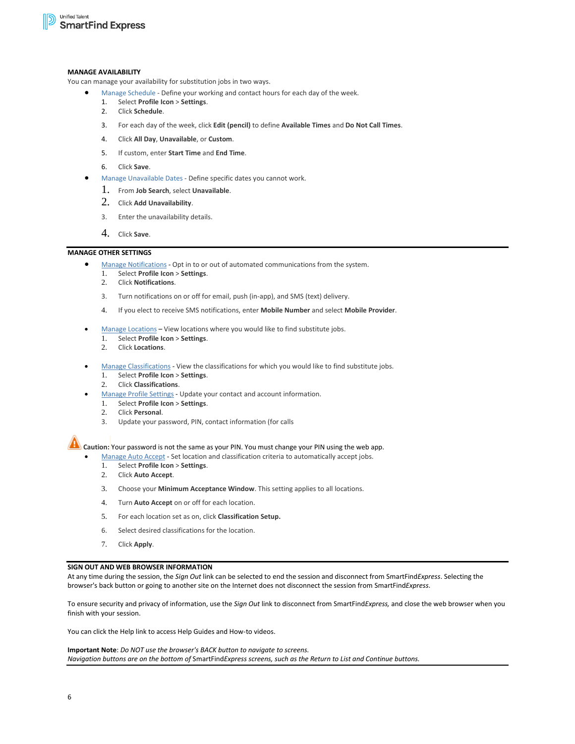**MANAGE AVAILABILITY**

You can manage your availability for substitution jobs in two ways.

- Manage Schedule - Define your working and contact hours for each day of the week.
  1. Select **Profile Icon** > **Settings**.
  2. Click **Schedule**.
  3. For each day of the week, click **Edit (pencil)** to define **Available Times** and **Do Not Call Times**.
  4. Click **All Day**, **Unavailable**, or **Custom**.
  5. If custom, enter **Start Time** and **End Time**.
  6. Click **Save**.
- Manage Unavailable Dates - Define specific dates you cannot work.
  1. From **Job Search**, select **Unavailable**.
  2. Click **Add Unavailability**.
  3. Enter the unavailability details.
  4. Click **Save**.

**MANAGE OTHER SETTINGS**

- Manage Notifications - Opt in to or out of automated communications from the system.
  1. Select **Profile Icon** > **Settings**.
  2. Click **Notifications**.
  3. Turn notifications on or off for email, push (in-app), and SMS (text) delivery.
  4. If you elect to receive SMS notifications, enter **Mobile Number** and select **Mobile Provider**.
- Manage Locations – View locations where you would like to find substitute jobs.
  1. Select **Profile Icon** > **Settings**.
  2. Click **Locations**.
- Manage Classifications - View the classifications for which you would like to find substitute jobs.
  1. Select **Profile Icon** > **Settings**.
  2. Click **Classifications**.
- Manage Profile Settings - Update your contact and account information.
  1. Select **Profile Icon** > **Settings**.
  2. Click **Personal**.
  3. Update your password, PIN, contact information (for calls

**Caution:** Your password is not the same as your PIN. You must change your PIN using the web app.

- Manage Auto Accept - Set location and classification criteria to automatically accept jobs.
  1. Select **Profile Icon** > **Settings**.
  2. Click **Auto Accept**.
  3. Choose your **Minimum Acceptance Window**. This setting applies to all locations.
  4. Turn **Auto Accept** on or off for each location.
  5. For each location set as on, click **Classification Setup.**
  6. Select desired classifications for the location.
  7. Click **Apply**.

**SIGN OUT AND WEB BROWSER INFORMATION**

At any time during the session, the *Sign Out* link can be selected to end the session and disconnect from SmartFind*Express*. Selecting the browser's back button or going to another site on the Internet does not disconnect the session from SmartFind*Express*.

To ensure security and privacy of information, use the *Sign Out* link to disconnect from SmartFind*Express,* and close the web browser when you finish with your session.

You can click the Help link to access Help Guides and How-to videos.

**Important Note**: *Do NOT use the browser's BACK button to navigate to screens.*
*Navigation buttons are on the bottom of* SmartFind*Express screens, such as the Return to List and Continue buttons.*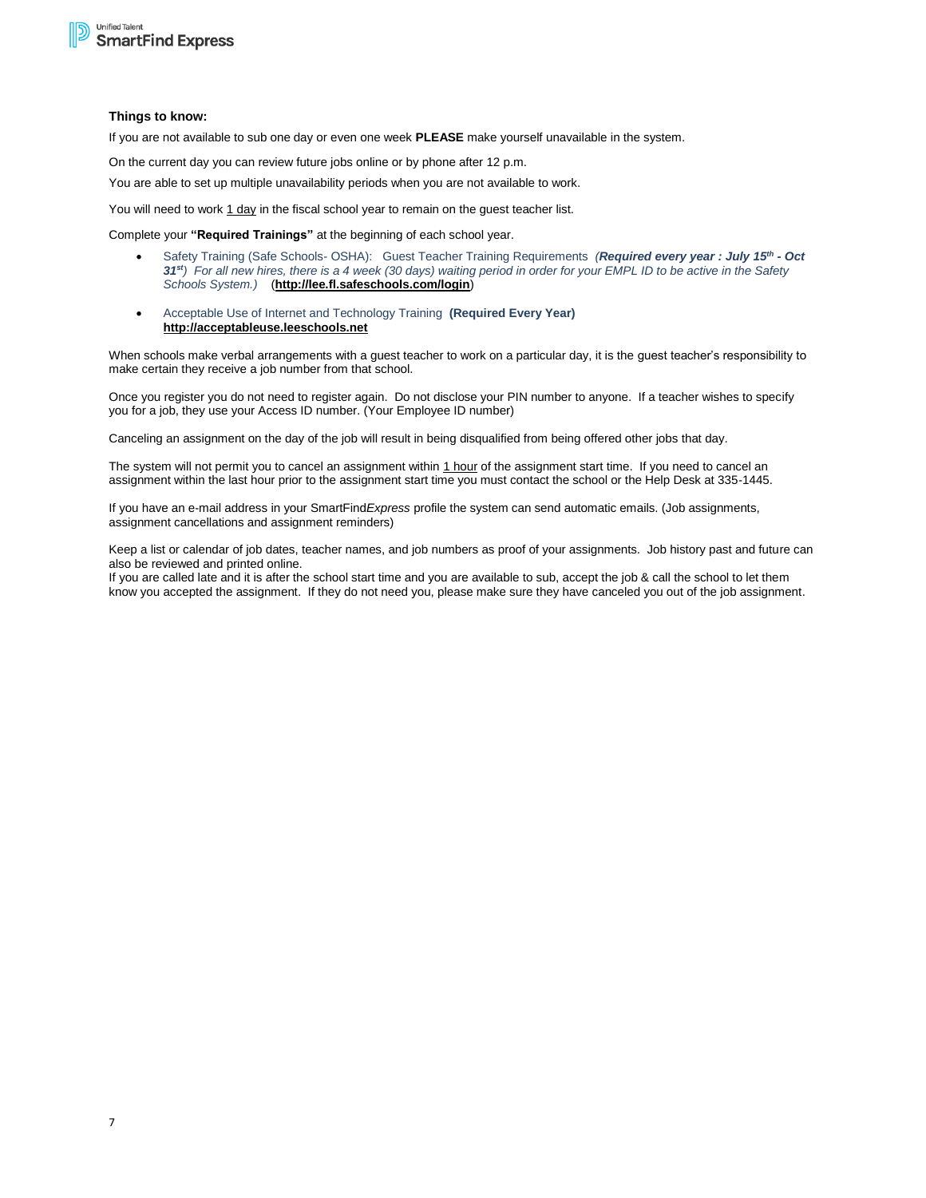**Things to know:**

If you are not available to sub one day or even one week **PLEASE** make yourself unavailable in the system.

On the current day you can review future jobs online or by phone after 12 p.m.

You are able to set up multiple unavailability periods when you are not available to work.

You will need to work 1 day in the fiscal school year to remain on the guest teacher list.

Complete your **"Required Trainings"** at the beginning of each school year.

- Safety Training (Safe Schools- OSHA): Guest Teacher Training Requirements *(**Required every year : July 15th - Oct 31st**) For all new hires, there is a 4 week (30 days) waiting period in order for your EMPL ID to be active in the Safety Schools System.)* (**http://lee.fl.safeschools.com/login**)
- Acceptable Use of Internet and Technology Training **(Required Every Year)** **http://acceptableuse.leeschools.net**

When schools make verbal arrangements with a guest teacher to work on a particular day, it is the guest teacher's responsibility to make certain they receive a job number from that school.

Once you register you do not need to register again. Do not disclose your PIN number to anyone. If a teacher wishes to specify you for a job, they use your Access ID number. (Your Employee ID number)

Canceling an assignment on the day of the job will result in being disqualified from being offered other jobs that day.

The system will not permit you to cancel an assignment within 1 hour of the assignment start time. If you need to cancel an assignment within the last hour prior to the assignment start time you must contact the school or the Help Desk at 335-1445.

If you have an e-mail address in your SmartFind*Express* profile the system can send automatic emails. (Job assignments, assignment cancellations and assignment reminders)

Keep a list or calendar of job dates, teacher names, and job numbers as proof of your assignments. Job history past and future can also be reviewed and printed online.
If you are called late and it is after the school start time and you are available to sub, accept the job & call the school to let them know you accepted the assignment. If they do not need you, please make sure they have canceled you out of the job assignment.